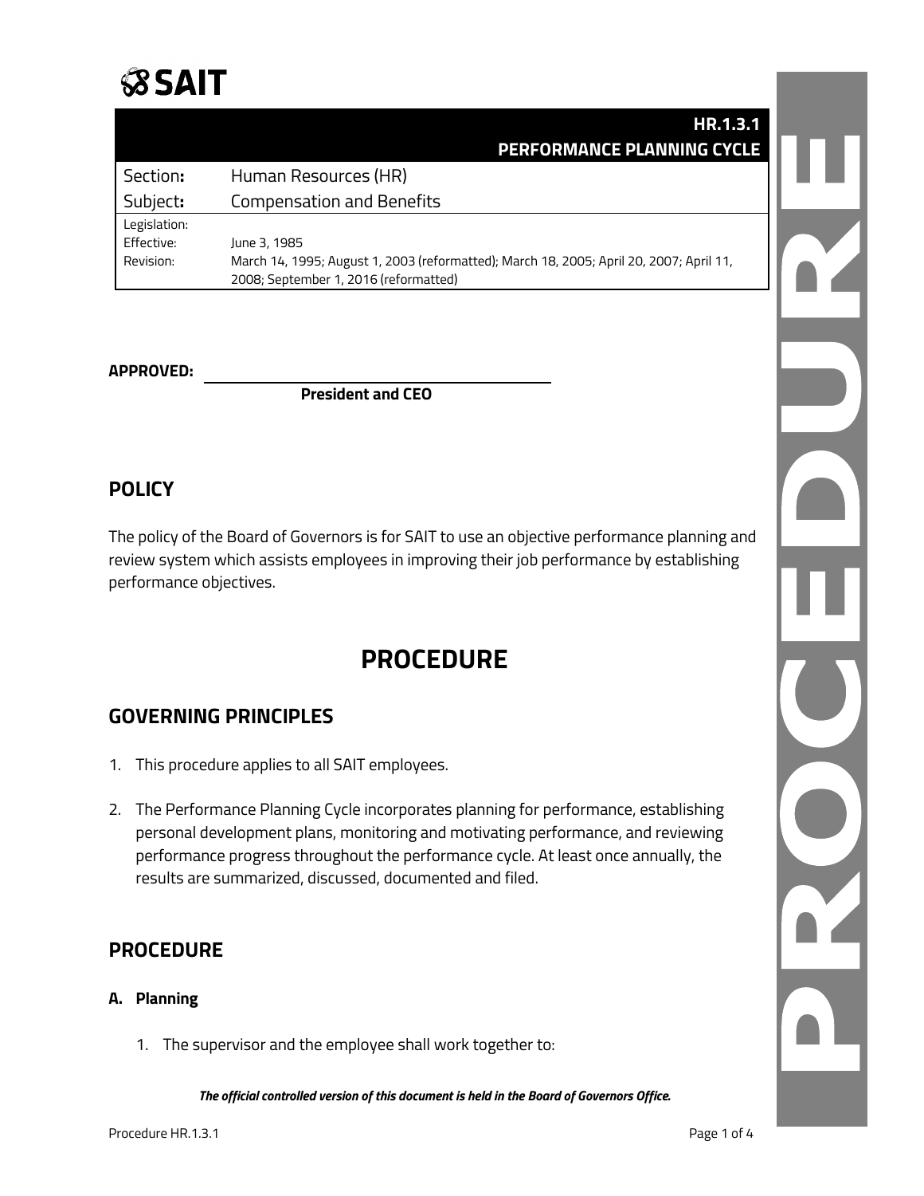SAIT

| | HR.1.3.1 PERFORMANCE PLANNING CYCLE |
|---|---|
| Section: | Human Resources (HR) |
| Subject: | Compensation and Benefits |
| Legislation: | |
| Effective: | June 3, 1985 |
| Revision: | March 14, 1995; August 1, 2003 (reformatted); March 18, 2005; April 20, 2007; April 11, 2008; September 1, 2016 (reformatted) |

**APPROVED:** ______________________________

**President and CEO**

## POLICY

The policy of the Board of Governors is for SAIT to use an objective performance planning and review system which assists employees in improving their job performance by establishing performance objectives.

# PROCEDURE

## GOVERNING PRINCIPLES

1. This procedure applies to all SAIT employees.

2. The Performance Planning Cycle incorporates planning for performance, establishing personal development plans, monitoring and motivating performance, and reviewing performance progress throughout the performance cycle. At least once annually, the results are summarized, discussed, documented and filed.

## PROCEDURE

### A. Planning

1. The supervisor and the employee shall work together to:

***The official controlled version of this document is held in the Board of Governors Office.***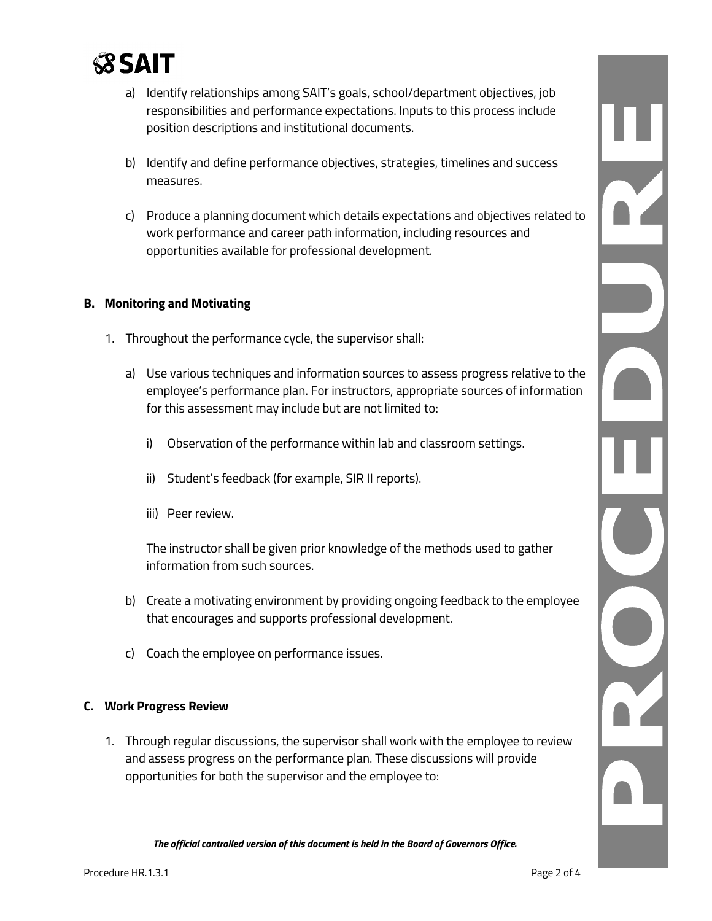a) Identify relationships among SAIT's goals, school/department objectives, job responsibilities and performance expectations. Inputs to this process include position descriptions and institutional documents.

b) Identify and define performance objectives, strategies, timelines and success measures.

c) Produce a planning document which details expectations and objectives related to work performance and career path information, including resources and opportunities available for professional development.

### B. Monitoring and Motivating

1. Throughout the performance cycle, the supervisor shall:

   a) Use various techniques and information sources to assess progress relative to the employee's performance plan. For instructors, appropriate sources of information for this assessment may include but are not limited to:

      i) Observation of the performance within lab and classroom settings.

      ii) Student's feedback (for example, SIR II reports).

      iii) Peer review.

      The instructor shall be given prior knowledge of the methods used to gather information from such sources.

   b) Create a motivating environment by providing ongoing feedback to the employee that encourages and supports professional development.

   c) Coach the employee on performance issues.

### C. Work Progress Review

1. Through regular discussions, the supervisor shall work with the employee to review and assess progress on the performance plan. These discussions will provide opportunities for both the supervisor and the employee to:

*The official controlled version of this document is held in the Board of Governors Office.*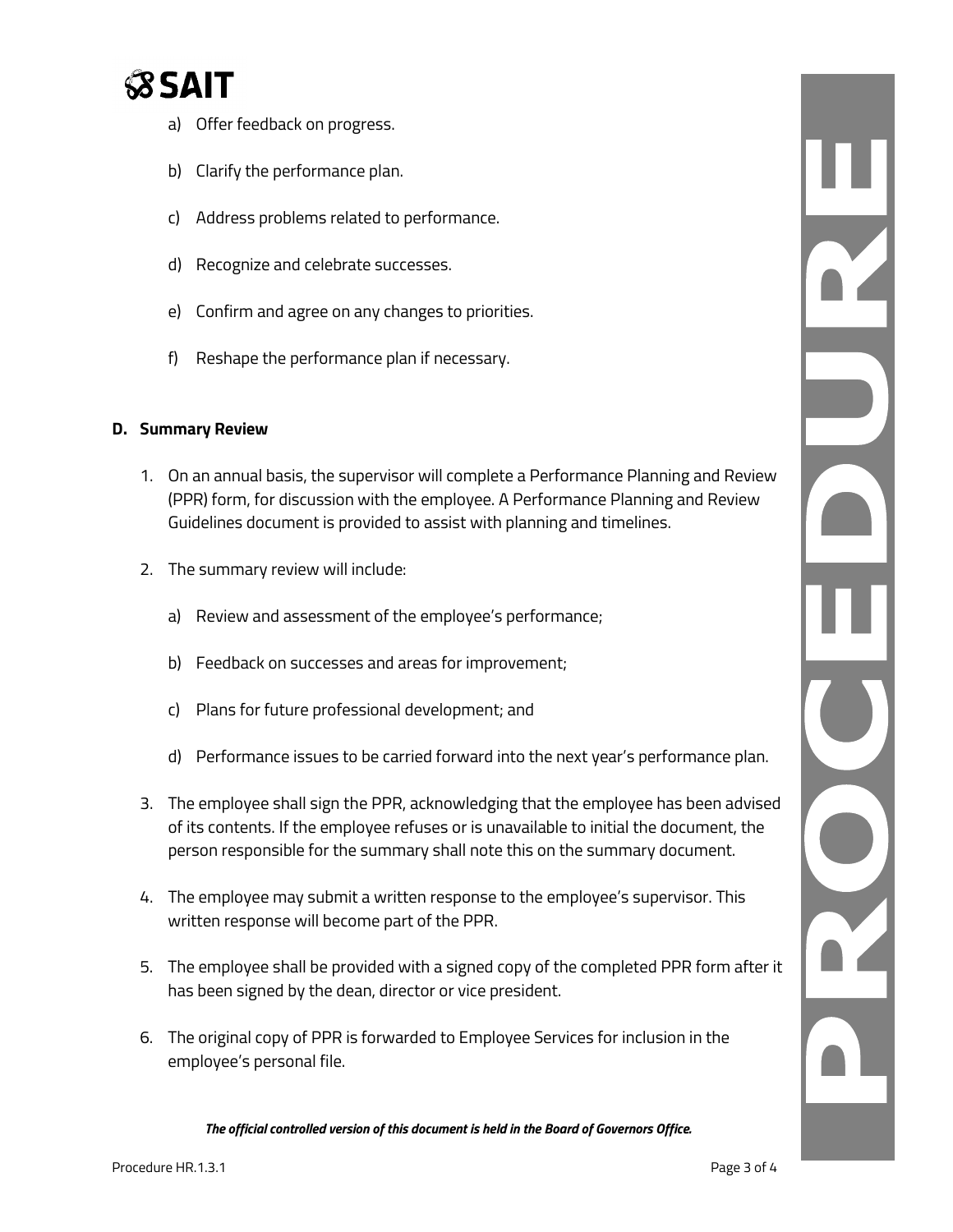a) Offer feedback on progress.

b) Clarify the performance plan.

c) Address problems related to performance.

d) Recognize and celebrate successes.

e) Confirm and agree on any changes to priorities.

f) Reshape the performance plan if necessary.

## D. Summary Review

1. On an annual basis, the supervisor will complete a Performance Planning and Review (PPR) form, for discussion with the employee. A Performance Planning and Review Guidelines document is provided to assist with planning and timelines.

2. The summary review will include:

   a) Review and assessment of the employee's performance;

   b) Feedback on successes and areas for improvement;

   c) Plans for future professional development; and

   d) Performance issues to be carried forward into the next year's performance plan.

3. The employee shall sign the PPR, acknowledging that the employee has been advised of its contents. If the employee refuses or is unavailable to initial the document, the person responsible for the summary shall note this on the summary document.

4. The employee may submit a written response to the employee's supervisor. This written response will become part of the PPR.

5. The employee shall be provided with a signed copy of the completed PPR form after it has been signed by the dean, director or vice president.

6. The original copy of PPR is forwarded to Employee Services for inclusion in the employee's personal file.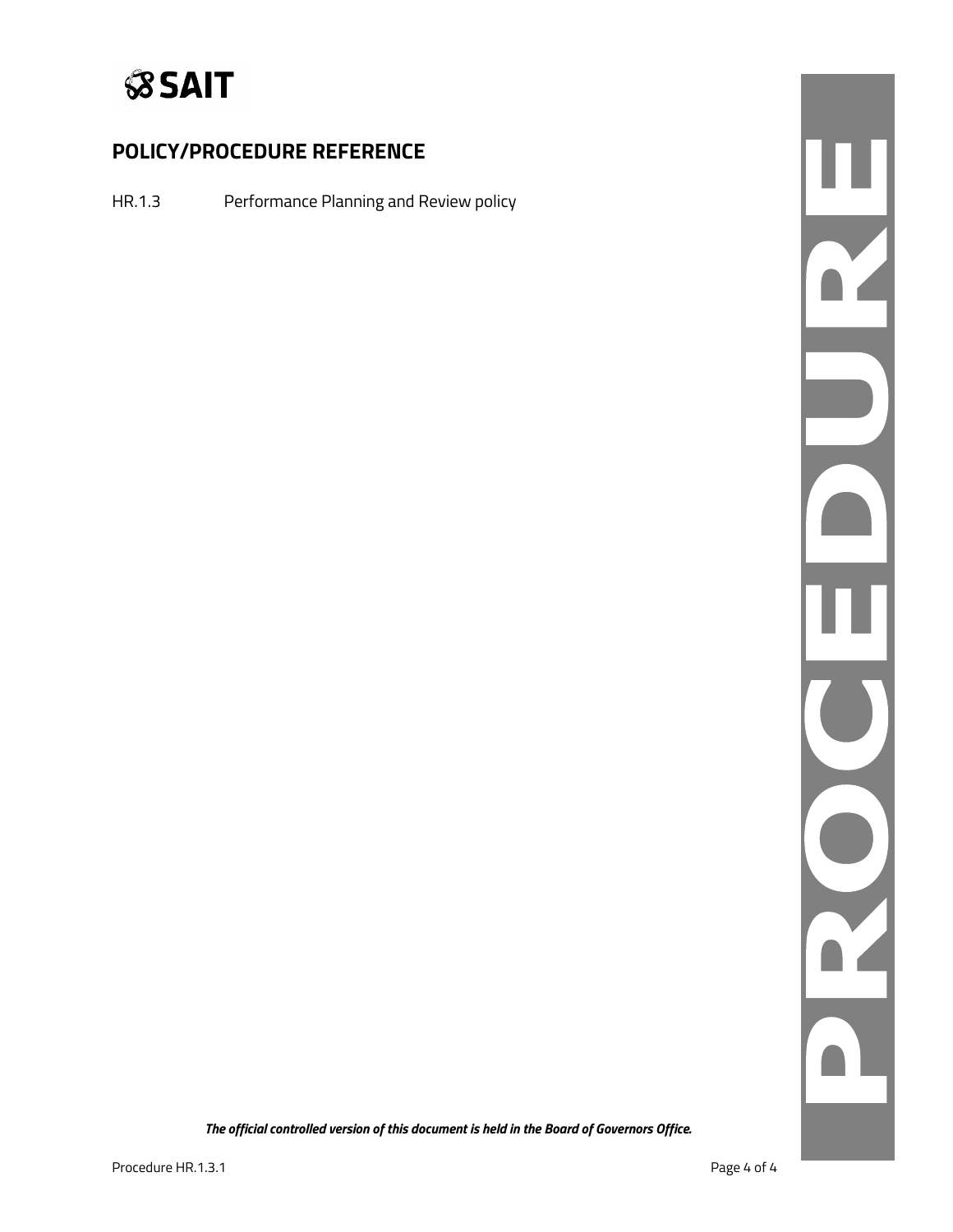## POLICY/PROCEDURE REFERENCE

| | |
|---|---|
| HR.1.3 | Performance Planning and Review policy |

***The official controlled version of this document is held in the Board of Governors Office.***